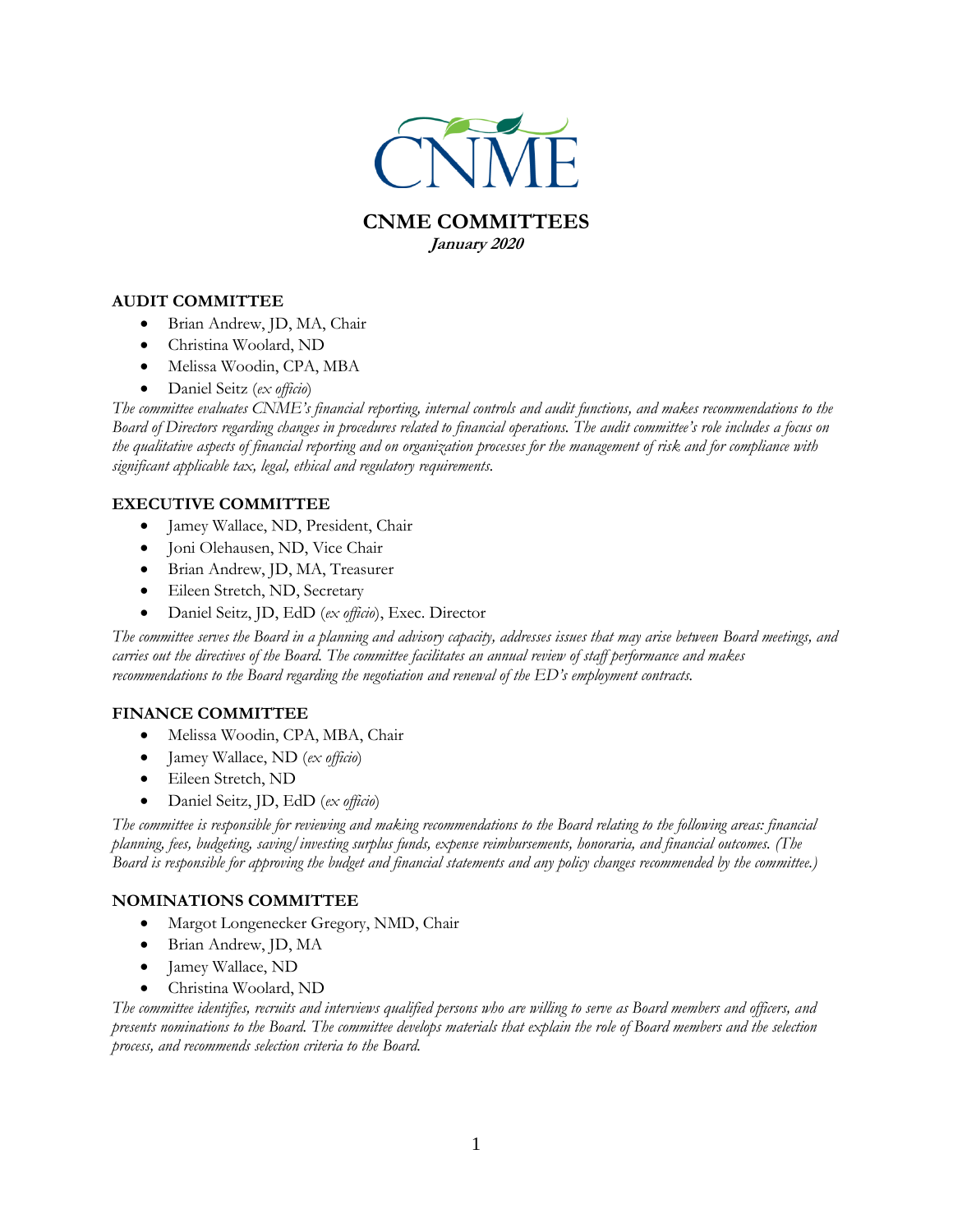# CNME COMMITTEES

***January 2020***

## AUDIT COMMITTEE

- Brian Andrew, JD, MA, Chair
- Christina Woolard, ND
- Melissa Woodin, CPA, MBA
- Daniel Seitz (*ex officio*)

*The committee evaluates CNME's financial reporting, internal controls and audit functions, and makes recommendations to the Board of Directors regarding changes in procedures related to financial operations. The audit committee's role includes a focus on the qualitative aspects of financial reporting and on organization processes for the management of risk and for compliance with significant applicable tax, legal, ethical and regulatory requirements.*

## EXECUTIVE COMMITTEE

- Jamey Wallace, ND, President, Chair
- Joni Olehausen, ND, Vice Chair
- Brian Andrew, JD, MA, Treasurer
- Eileen Stretch, ND, Secretary
- Daniel Seitz, JD, EdD (*ex officio*), Exec. Director

*The committee serves the Board in a planning and advisory capacity, addresses issues that may arise between Board meetings, and carries out the directives of the Board. The committee facilitates an annual review of staff performance and makes recommendations to the Board regarding the negotiation and renewal of the ED's employment contracts.*

## FINANCE COMMITTEE

- Melissa Woodin, CPA, MBA, Chair
- Jamey Wallace, ND (*ex officio*)
- Eileen Stretch, ND
- Daniel Seitz, JD, EdD (*ex officio*)

*The committee is responsible for reviewing and making recommendations to the Board relating to the following areas: financial planning, fees, budgeting, saving/investing surplus funds, expense reimbursements, honoraria, and financial outcomes. (The Board is responsible for approving the budget and financial statements and any policy changes recommended by the committee.)*

## NOMINATIONS COMMITTEE

- Margot Longenecker Gregory, NMD, Chair
- Brian Andrew, JD, MA
- Jamey Wallace, ND
- Christina Woolard, ND

*The committee identifies, recruits and interviews qualified persons who are willing to serve as Board members and officers, and presents nominations to the Board. The committee develops materials that explain the role of Board members and the selection process, and recommends selection criteria to the Board.*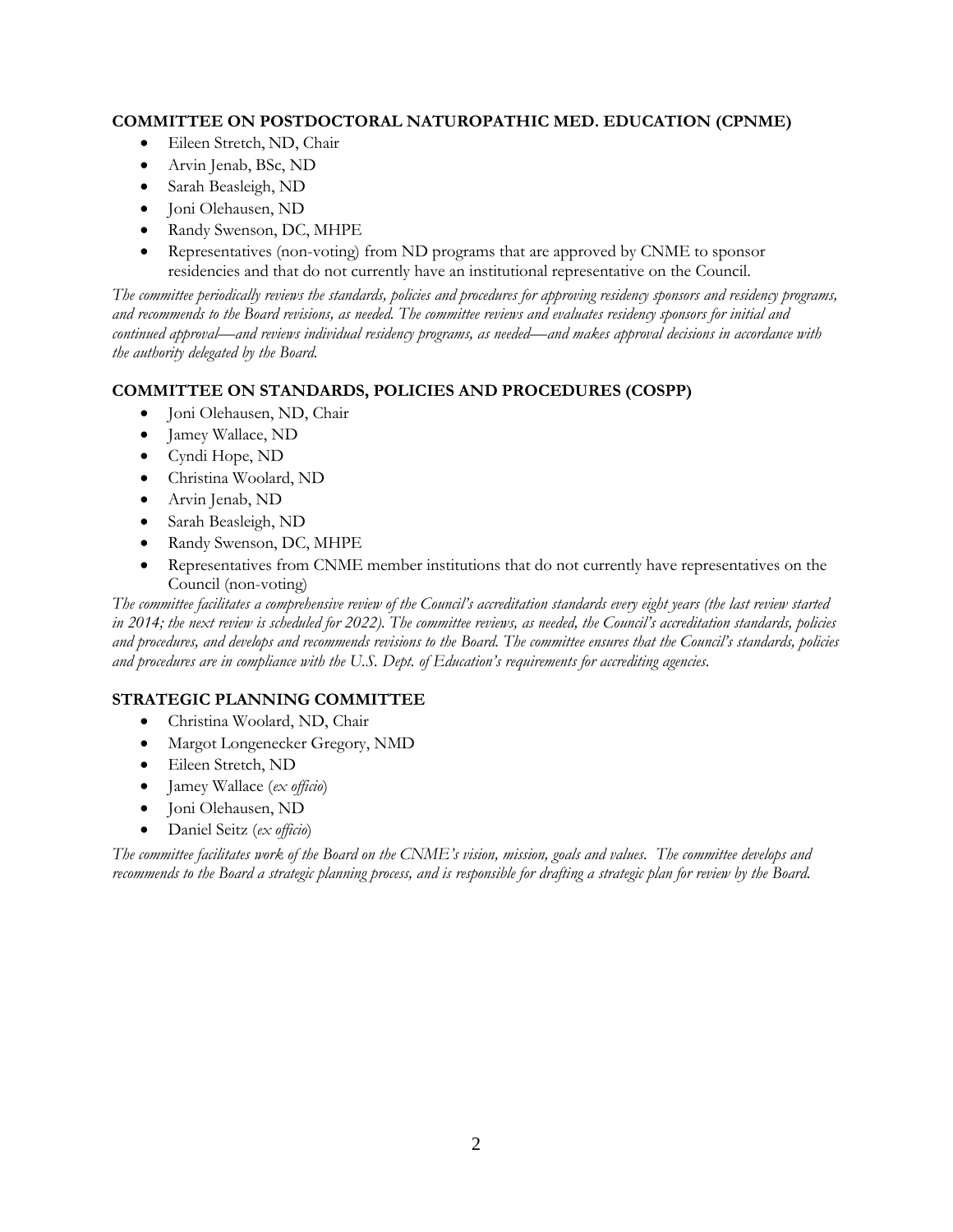### COMMITTEE ON POSTDOCTORAL NATUROPATHIC MED. EDUCATION (CPNME)

- Eileen Stretch, ND, Chair
- Arvin Jenab, BSc, ND
- Sarah Beasleigh, ND
- Joni Olehausen, ND
- Randy Swenson, DC, MHPE
- Representatives (non-voting) from ND programs that are approved by CNME to sponsor residencies and that do not currently have an institutional representative on the Council.

*The committee periodically reviews the standards, policies and procedures for approving residency sponsors and residency programs, and recommends to the Board revisions, as needed. The committee reviews and evaluates residency sponsors for initial and continued approval—and reviews individual residency programs, as needed—and makes approval decisions in accordance with the authority delegated by the Board.*

### COMMITTEE ON STANDARDS, POLICIES AND PROCEDURES (COSPP)

- Joni Olehausen, ND, Chair
- Jamey Wallace, ND
- Cyndi Hope, ND
- Christina Woolard, ND
- Arvin Jenab, ND
- Sarah Beasleigh, ND
- Randy Swenson, DC, MHPE
- Representatives from CNME member institutions that do not currently have representatives on the Council (non-voting)

*The committee facilitates a comprehensive review of the Council's accreditation standards every eight years (the last review started in 2014; the next review is scheduled for 2022). The committee reviews, as needed, the Council's accreditation standards, policies and procedures, and develops and recommends revisions to the Board. The committee ensures that the Council's standards, policies and procedures are in compliance with the U.S. Dept. of Education's requirements for accrediting agencies.*

### STRATEGIC PLANNING COMMITTEE

- Christina Woolard, ND, Chair
- Margot Longenecker Gregory, NMD
- Eileen Stretch, ND
- Jamey Wallace (*ex officio*)
- Joni Olehausen, ND
- Daniel Seitz (*ex officio*)

*The committee facilitates work of the Board on the CNME's vision, mission, goals and values. The committee develops and recommends to the Board a strategic planning process, and is responsible for drafting a strategic plan for review by the Board.*